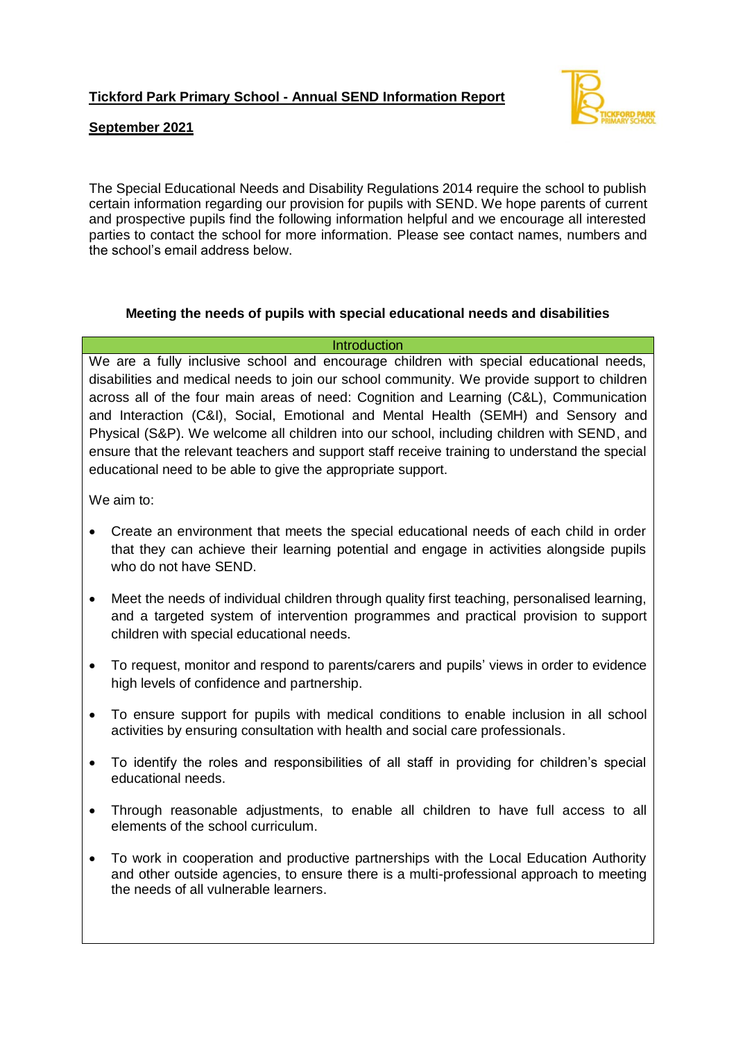# Tickford Park Primary School - Annual SEND Information Report

**September 2021**

The Special Educational Needs and Disability Regulations 2014 require the school to publish certain information regarding our provision for pupils with SEND. We hope parents of current and prospective pupils find the following information helpful and we encourage all interested parties to contact the school for more information. Please see contact names, numbers and the school's email address below.

## Meeting the needs of pupils with special educational needs and disabilities

| Introduction |
|---|
| We are a fully inclusive school and encourage children with special educational needs, disabilities and medical needs to join our school community. We provide support to children across all of the four main areas of need: Cognition and Learning (C&L), Communication and Interaction (C&I), Social, Emotional and Mental Health (SEMH) and Sensory and Physical (S&P). We welcome all children into our school, including children with SEND, and ensure that the relevant teachers and support staff receive training to understand the special educational need to be able to give the appropriate support.<br><br>We aim to:<br><br>• Create an environment that meets the special educational needs of each child in order that they can achieve their learning potential and engage in activities alongside pupils who do not have SEND.<br><br>• Meet the needs of individual children through quality first teaching, personalised learning, and a targeted system of intervention programmes and practical provision to support children with special educational needs.<br><br>• To request, monitor and respond to parents/carers and pupils' views in order to evidence high levels of confidence and partnership.<br><br>• To ensure support for pupils with medical conditions to enable inclusion in all school activities by ensuring consultation with health and social care professionals.<br><br>• To identify the roles and responsibilities of all staff in providing for children's special educational needs.<br><br>• Through reasonable adjustments, to enable all children to have full access to all elements of the school curriculum.<br><br>• To work in cooperation and productive partnerships with the Local Education Authority and other outside agencies, to ensure there is a multi-professional approach to meeting the needs of all vulnerable learners. |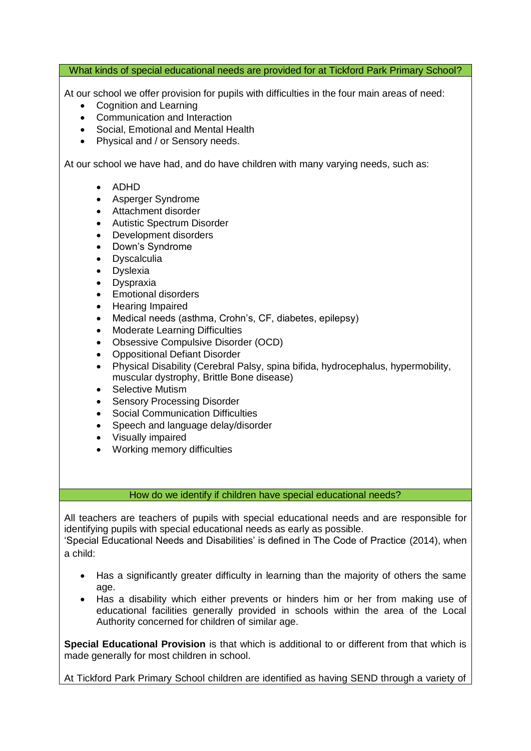## What kinds of special educational needs are provided for at Tickford Park Primary School?

At our school we offer provision for pupils with difficulties in the four main areas of need:

- Cognition and Learning
- Communication and Interaction
- Social, Emotional and Mental Health
- Physical and / or Sensory needs.

At our school we have had, and do have children with many varying needs, such as:

- ADHD
- Asperger Syndrome
- Attachment disorder
- Autistic Spectrum Disorder
- Development disorders
- Down's Syndrome
- Dyscalculia
- Dyslexia
- Dyspraxia
- Emotional disorders
- Hearing Impaired
- Medical needs (asthma, Crohn's, CF, diabetes, epilepsy)
- Moderate Learning Difficulties
- Obsessive Compulsive Disorder (OCD)
- Oppositional Defiant Disorder
- Physical Disability (Cerebral Palsy, spina bifida, hydrocephalus, hypermobility, muscular dystrophy, Brittle Bone disease)
- Selective Mutism
- Sensory Processing Disorder
- Social Communication Difficulties
- Speech and language delay/disorder
- Visually impaired
- Working memory difficulties

## How do we identify if children have special educational needs?

All teachers are teachers of pupils with special educational needs and are responsible for identifying pupils with special educational needs as early as possible.
'Special Educational Needs and Disabilities' is defined in The Code of Practice (2014), when a child:

- Has a significantly greater difficulty in learning than the majority of others the same age.
- Has a disability which either prevents or hinders him or her from making use of educational facilities generally provided in schools within the area of the Local Authority concerned for children of similar age.

**Special Educational Provision** is that which is additional to or different from that which is made generally for most children in school.

At Tickford Park Primary School children are identified as having SEND through a variety of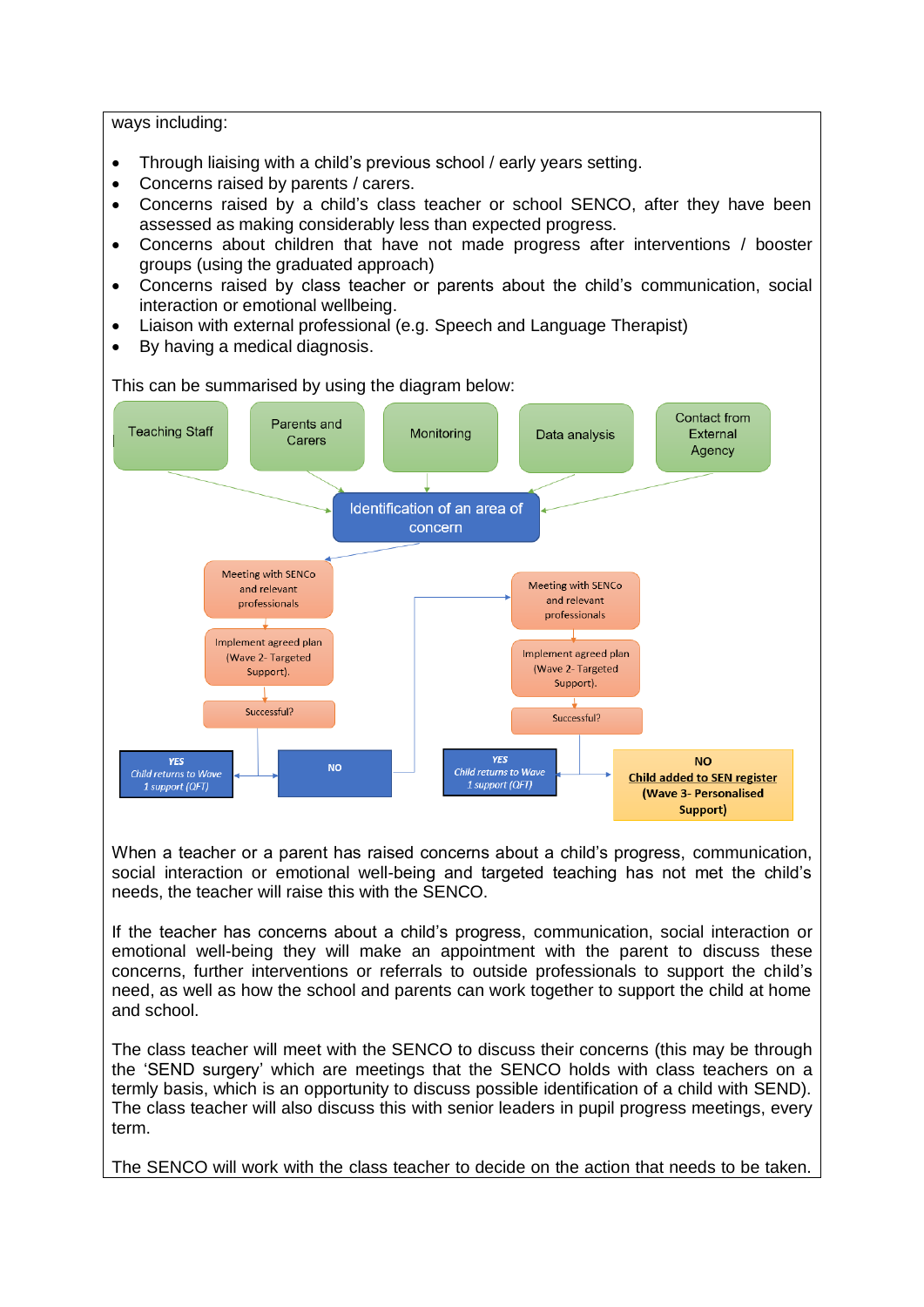ways including:

- Through liaising with a child's previous school / early years setting.
- Concerns raised by parents / carers.
- Concerns raised by a child's class teacher or school SENCO, after they have been assessed as making considerably less than expected progress.
- Concerns about children that have not made progress after interventions / booster groups (using the graduated approach)
- Concerns raised by class teacher or parents about the child's communication, social interaction or emotional wellbeing.
- Liaison with external professional (e.g. Speech and Language Therapist)
- By having a medical diagnosis.

This can be summarised by using the diagram below:

Teaching Staff | Parents and Carers | Monitoring | Data analysis | Contact from External Agency

→ Identification of an area of concern

→ Meeting with SENCo and relevant professionals

→ Implement agreed plan (Wave 2- Targeted Support).

→ Successful?

- YES: *Child returns to Wave 1 support (QFT)*
- NO → Meeting with SENCo and relevant professionals

  → Implement agreed plan (Wave 2- Targeted Support).

  → Successful?

  - YES: *Child returns to Wave 1 support (QFT)*
  - NO: **Child added to SEN register (Wave 3- Personalised Support)**

When a teacher or a parent has raised concerns about a child's progress, communication, social interaction or emotional well-being and targeted teaching has not met the child's needs, the teacher will raise this with the SENCO.

If the teacher has concerns about a child's progress, communication, social interaction or emotional well-being they will make an appointment with the parent to discuss these concerns, further interventions or referrals to outside professionals to support the child's need, as well as how the school and parents can work together to support the child at home and school.

The class teacher will meet with the SENCO to discuss their concerns (this may be through the 'SEND surgery' which are meetings that the SENCO holds with class teachers on a termly basis, which is an opportunity to discuss possible identification of a child with SEND). The class teacher will also discuss this with senior leaders in pupil progress meetings, every term.

The SENCO will work with the class teacher to decide on the action that needs to be taken.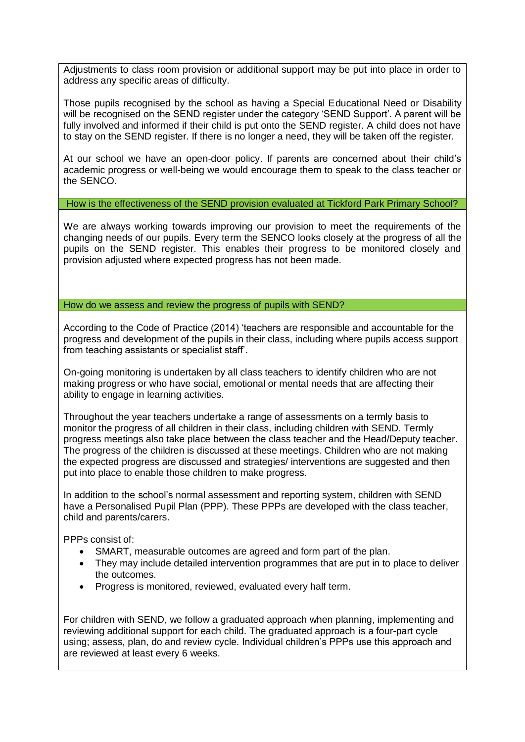Adjustments to class room provision or additional support may be put into place in order to address any specific areas of difficulty.

Those pupils recognised by the school as having a Special Educational Need or Disability will be recognised on the SEND register under the category 'SEND Support'. A parent will be fully involved and informed if their child is put onto the SEND register. A child does not have to stay on the SEND register. If there is no longer a need, they will be taken off the register.

At our school we have an open-door policy. If parents are concerned about their child's academic progress or well-being we would encourage them to speak to the class teacher or the SENCO.

## How is the effectiveness of the SEND provision evaluated at Tickford Park Primary School?

We are always working towards improving our provision to meet the requirements of the changing needs of our pupils. Every term the SENCO looks closely at the progress of all the pupils on the SEND register. This enables their progress to be monitored closely and provision adjusted where expected progress has not been made.

## How do we assess and review the progress of pupils with SEND?

According to the Code of Practice (2014) 'teachers are responsible and accountable for the progress and development of the pupils in their class, including where pupils access support from teaching assistants or specialist staff'.

On-going monitoring is undertaken by all class teachers to identify children who are not making progress or who have social, emotional or mental needs that are affecting their ability to engage in learning activities.

Throughout the year teachers undertake a range of assessments on a termly basis to monitor the progress of all children in their class, including children with SEND. Termly progress meetings also take place between the class teacher and the Head/Deputy teacher. The progress of the children is discussed at these meetings. Children who are not making the expected progress are discussed and strategies/ interventions are suggested and then put into place to enable those children to make progress.

In addition to the school's normal assessment and reporting system, children with SEND have a Personalised Pupil Plan (PPP). These PPPs are developed with the class teacher, child and parents/carers.

PPPs consist of:

- SMART, measurable outcomes are agreed and form part of the plan.
- They may include detailed intervention programmes that are put in to place to deliver the outcomes.
- Progress is monitored, reviewed, evaluated every half term.

For children with SEND, we follow a graduated approach when planning, implementing and reviewing additional support for each child. The graduated approach is a four-part cycle using; assess, plan, do and review cycle. Individual children's PPPs use this approach and are reviewed at least every 6 weeks.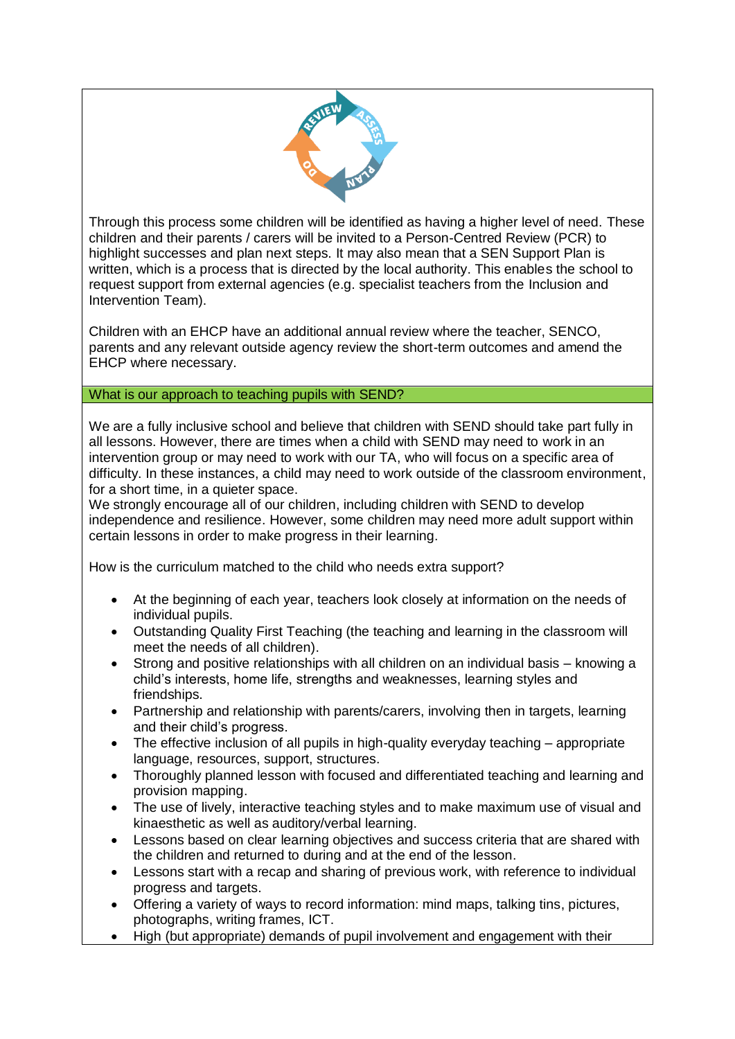Through this process some children will be identified as having a higher level of need. These children and their parents / carers will be invited to a Person-Centred Review (PCR) to highlight successes and plan next steps. It may also mean that a SEN Support Plan is written, which is a process that is directed by the local authority. This enables the school to request support from external agencies (e.g. specialist teachers from the Inclusion and Intervention Team).

Children with an EHCP have an additional annual review where the teacher, SENCO, parents and any relevant outside agency review the short-term outcomes and amend the EHCP where necessary.

## What is our approach to teaching pupils with SEND?

We are a fully inclusive school and believe that children with SEND should take part fully in all lessons. However, there are times when a child with SEND may need to work in an intervention group or may need to work with our TA, who will focus on a specific area of difficulty. In these instances, a child may need to work outside of the classroom environment, for a short time, in a quieter space.
We strongly encourage all of our children, including children with SEND to develop independence and resilience. However, some children may need more adult support within certain lessons in order to make progress in their learning.

How is the curriculum matched to the child who needs extra support?

- At the beginning of each year, teachers look closely at information on the needs of individual pupils.
- Outstanding Quality First Teaching (the teaching and learning in the classroom will meet the needs of all children).
- Strong and positive relationships with all children on an individual basis – knowing a child's interests, home life, strengths and weaknesses, learning styles and friendships.
- Partnership and relationship with parents/carers, involving then in targets, learning and their child's progress.
- The effective inclusion of all pupils in high-quality everyday teaching – appropriate language, resources, support, structures.
- Thoroughly planned lesson with focused and differentiated teaching and learning and provision mapping.
- The use of lively, interactive teaching styles and to make maximum use of visual and kinaesthetic as well as auditory/verbal learning.
- Lessons based on clear learning objectives and success criteria that are shared with the children and returned to during and at the end of the lesson.
- Lessons start with a recap and sharing of previous work, with reference to individual progress and targets.
- Offering a variety of ways to record information: mind maps, talking tins, pictures, photographs, writing frames, ICT.
- High (but appropriate) demands of pupil involvement and engagement with their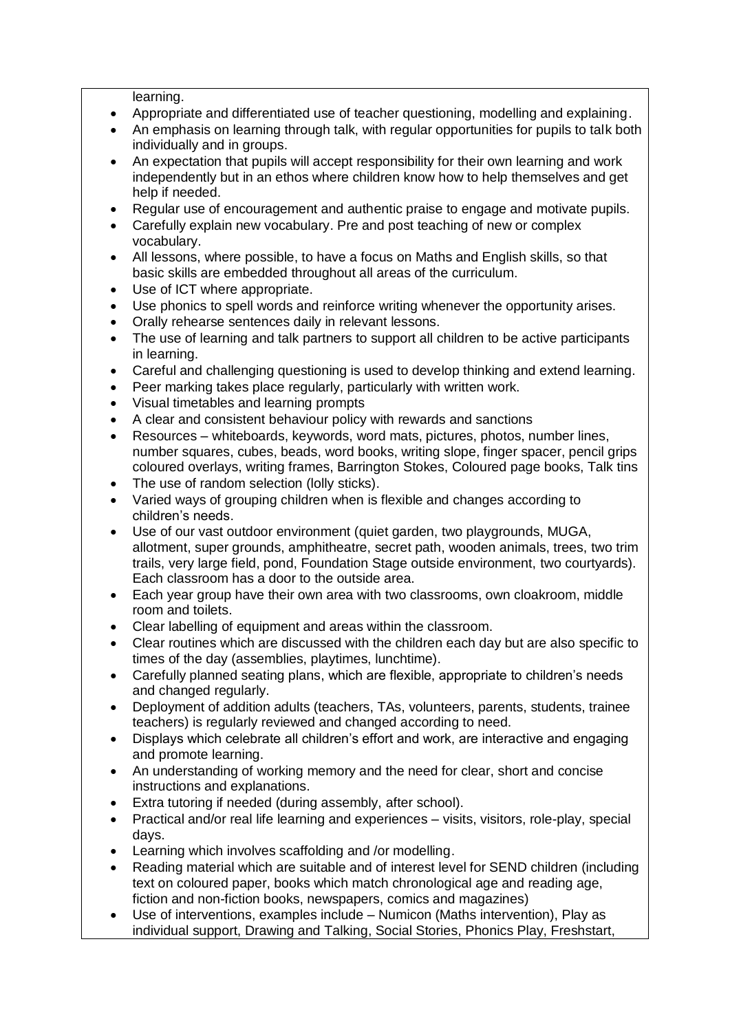learning.

- Appropriate and differentiated use of teacher questioning, modelling and explaining.
- An emphasis on learning through talk, with regular opportunities for pupils to talk both individually and in groups.
- An expectation that pupils will accept responsibility for their own learning and work independently but in an ethos where children know how to help themselves and get help if needed.
- Regular use of encouragement and authentic praise to engage and motivate pupils.
- Carefully explain new vocabulary. Pre and post teaching of new or complex vocabulary.
- All lessons, where possible, to have a focus on Maths and English skills, so that basic skills are embedded throughout all areas of the curriculum.
- Use of ICT where appropriate.
- Use phonics to spell words and reinforce writing whenever the opportunity arises.
- Orally rehearse sentences daily in relevant lessons.
- The use of learning and talk partners to support all children to be active participants in learning.
- Careful and challenging questioning is used to develop thinking and extend learning.
- Peer marking takes place regularly, particularly with written work.
- Visual timetables and learning prompts
- A clear and consistent behaviour policy with rewards and sanctions
- Resources – whiteboards, keywords, word mats, pictures, photos, number lines, number squares, cubes, beads, word books, writing slope, finger spacer, pencil grips coloured overlays, writing frames, Barrington Stokes, Coloured page books, Talk tins
- The use of random selection (lolly sticks).
- Varied ways of grouping children when is flexible and changes according to children's needs.
- Use of our vast outdoor environment (quiet garden, two playgrounds, MUGA, allotment, super grounds, amphitheatre, secret path, wooden animals, trees, two trim trails, very large field, pond, Foundation Stage outside environment, two courtyards). Each classroom has a door to the outside area.
- Each year group have their own area with two classrooms, own cloakroom, middle room and toilets.
- Clear labelling of equipment and areas within the classroom.
- Clear routines which are discussed with the children each day but are also specific to times of the day (assemblies, playtimes, lunchtime).
- Carefully planned seating plans, which are flexible, appropriate to children's needs and changed regularly.
- Deployment of addition adults (teachers, TAs, volunteers, parents, students, trainee teachers) is regularly reviewed and changed according to need.
- Displays which celebrate all children's effort and work, are interactive and engaging and promote learning.
- An understanding of working memory and the need for clear, short and concise instructions and explanations.
- Extra tutoring if needed (during assembly, after school).
- Practical and/or real life learning and experiences – visits, visitors, role-play, special days.
- Learning which involves scaffolding and /or modelling.
- Reading material which are suitable and of interest level for SEND children (including text on coloured paper, books which match chronological age and reading age, fiction and non-fiction books, newspapers, comics and magazines)
- Use of interventions, examples include – Numicon (Maths intervention), Play as individual support, Drawing and Talking, Social Stories, Phonics Play, Freshstart,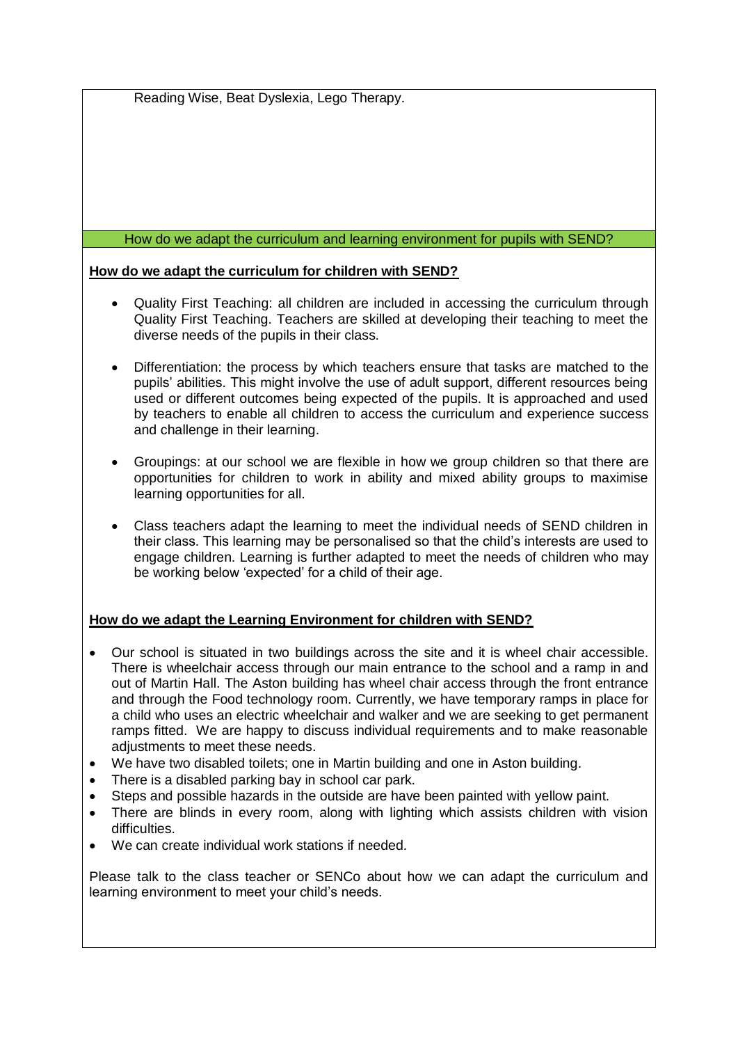Reading Wise, Beat Dyslexia, Lego Therapy.

## How do we adapt the curriculum and learning environment for pupils with SEND?

**How do we adapt the curriculum for children with SEND?**

- Quality First Teaching: all children are included in accessing the curriculum through Quality First Teaching. Teachers are skilled at developing their teaching to meet the diverse needs of the pupils in their class.

- Differentiation: the process by which teachers ensure that tasks are matched to the pupils' abilities. This might involve the use of adult support, different resources being used or different outcomes being expected of the pupils. It is approached and used by teachers to enable all children to access the curriculum and experience success and challenge in their learning.

- Groupings: at our school we are flexible in how we group children so that there are opportunities for children to work in ability and mixed ability groups to maximise learning opportunities for all.

- Class teachers adapt the learning to meet the individual needs of SEND children in their class. This learning may be personalised so that the child's interests are used to engage children. Learning is further adapted to meet the needs of children who may be working below 'expected' for a child of their age.

**How do we adapt the Learning Environment for children with SEND?**

- Our school is situated in two buildings across the site and it is wheel chair accessible. There is wheelchair access through our main entrance to the school and a ramp in and out of Martin Hall. The Aston building has wheel chair access through the front entrance and through the Food technology room. Currently, we have temporary ramps in place for a child who uses an electric wheelchair and walker and we are seeking to get permanent ramps fitted. We are happy to discuss individual requirements and to make reasonable adjustments to meet these needs.
- We have two disabled toilets; one in Martin building and one in Aston building.
- There is a disabled parking bay in school car park.
- Steps and possible hazards in the outside are have been painted with yellow paint.
- There are blinds in every room, along with lighting which assists children with vision difficulties.
- We can create individual work stations if needed.

Please talk to the class teacher or SENCo about how we can adapt the curriculum and learning environment to meet your child's needs.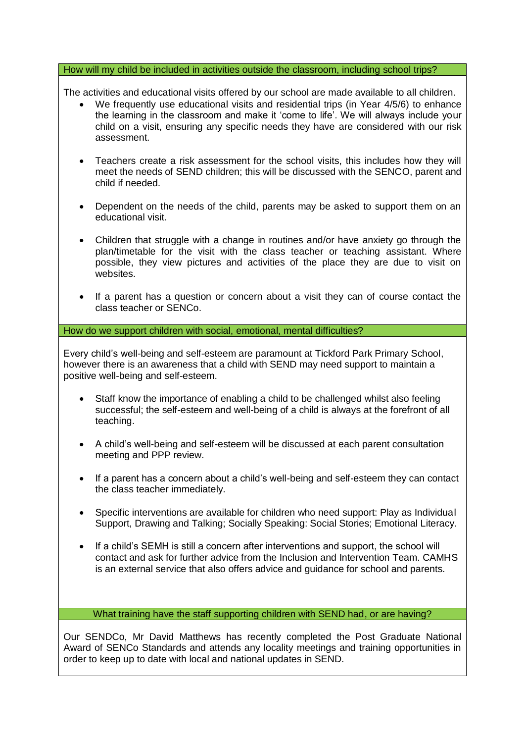## How will my child be included in activities outside the classroom, including school trips?

The activities and educational visits offered by our school are made available to all children.

- We frequently use educational visits and residential trips (in Year 4/5/6) to enhance the learning in the classroom and make it 'come to life'. We will always include your child on a visit, ensuring any specific needs they have are considered with our risk assessment.

- Teachers create a risk assessment for the school visits, this includes how they will meet the needs of SEND children; this will be discussed with the SENCO, parent and child if needed.

- Dependent on the needs of the child, parents may be asked to support them on an educational visit.

- Children that struggle with a change in routines and/or have anxiety go through the plan/timetable for the visit with the class teacher or teaching assistant. Where possible, they view pictures and activities of the place they are due to visit on websites.

- If a parent has a question or concern about a visit they can of course contact the class teacher or SENCo.

## How do we support children with social, emotional, mental difficulties?

Every child's well-being and self-esteem are paramount at Tickford Park Primary School, however there is an awareness that a child with SEND may need support to maintain a positive well-being and self-esteem.

- Staff know the importance of enabling a child to be challenged whilst also feeling successful; the self-esteem and well-being of a child is always at the forefront of all teaching.

- A child's well-being and self-esteem will be discussed at each parent consultation meeting and PPP review.

- If a parent has a concern about a child's well-being and self-esteem they can contact the class teacher immediately.

- Specific interventions are available for children who need support: Play as Individual Support, Drawing and Talking; Socially Speaking: Social Stories; Emotional Literacy.

- If a child's SEMH is still a concern after interventions and support, the school will contact and ask for further advice from the Inclusion and Intervention Team. CAMHS is an external service that also offers advice and guidance for school and parents.

## What training have the staff supporting children with SEND had, or are having?

Our SENDCo, Mr David Matthews has recently completed the Post Graduate National Award of SENCo Standards and attends any locality meetings and training opportunities in order to keep up to date with local and national updates in SEND.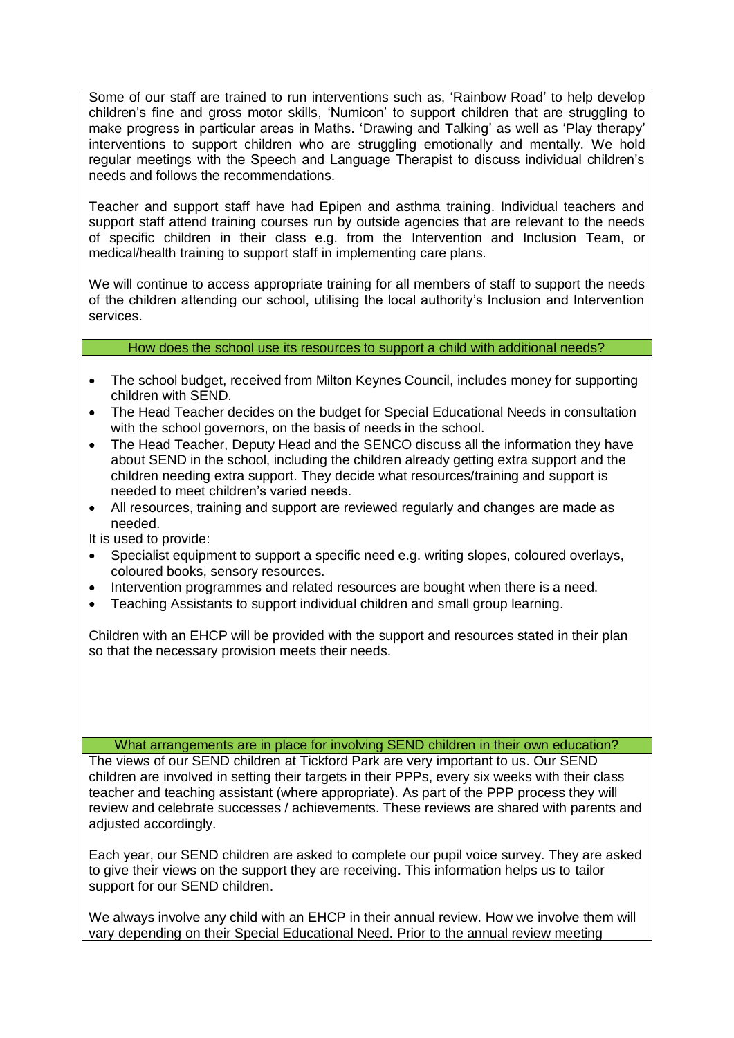Some of our staff are trained to run interventions such as, 'Rainbow Road' to help develop children's fine and gross motor skills, 'Numicon' to support children that are struggling to make progress in particular areas in Maths. 'Drawing and Talking' as well as 'Play therapy' interventions to support children who are struggling emotionally and mentally. We hold regular meetings with the Speech and Language Therapist to discuss individual children's needs and follows the recommendations.

Teacher and support staff have had Epipen and asthma training. Individual teachers and support staff attend training courses run by outside agencies that are relevant to the needs of specific children in their class e.g. from the Intervention and Inclusion Team, or medical/health training to support staff in implementing care plans.

We will continue to access appropriate training for all members of staff to support the needs of the children attending our school, utilising the local authority's Inclusion and Intervention services.

## How does the school use its resources to support a child with additional needs?

- The school budget, received from Milton Keynes Council, includes money for supporting children with SEND.
- The Head Teacher decides on the budget for Special Educational Needs in consultation with the school governors, on the basis of needs in the school.
- The Head Teacher, Deputy Head and the SENCO discuss all the information they have about SEND in the school, including the children already getting extra support and the children needing extra support. They decide what resources/training and support is needed to meet children's varied needs.
- All resources, training and support are reviewed regularly and changes are made as needed.

It is used to provide:

- Specialist equipment to support a specific need e.g. writing slopes, coloured overlays, coloured books, sensory resources.
- Intervention programmes and related resources are bought when there is a need.
- Teaching Assistants to support individual children and small group learning.

Children with an EHCP will be provided with the support and resources stated in their plan so that the necessary provision meets their needs.

## What arrangements are in place for involving SEND children in their own education?

The views of our SEND children at Tickford Park are very important to us. Our SEND children are involved in setting their targets in their PPPs, every six weeks with their class teacher and teaching assistant (where appropriate). As part of the PPP process they will review and celebrate successes / achievements. These reviews are shared with parents and adjusted accordingly.

Each year, our SEND children are asked to complete our pupil voice survey. They are asked to give their views on the support they are receiving. This information helps us to tailor support for our SEND children.

We always involve any child with an EHCP in their annual review. How we involve them will vary depending on their Special Educational Need. Prior to the annual review meeting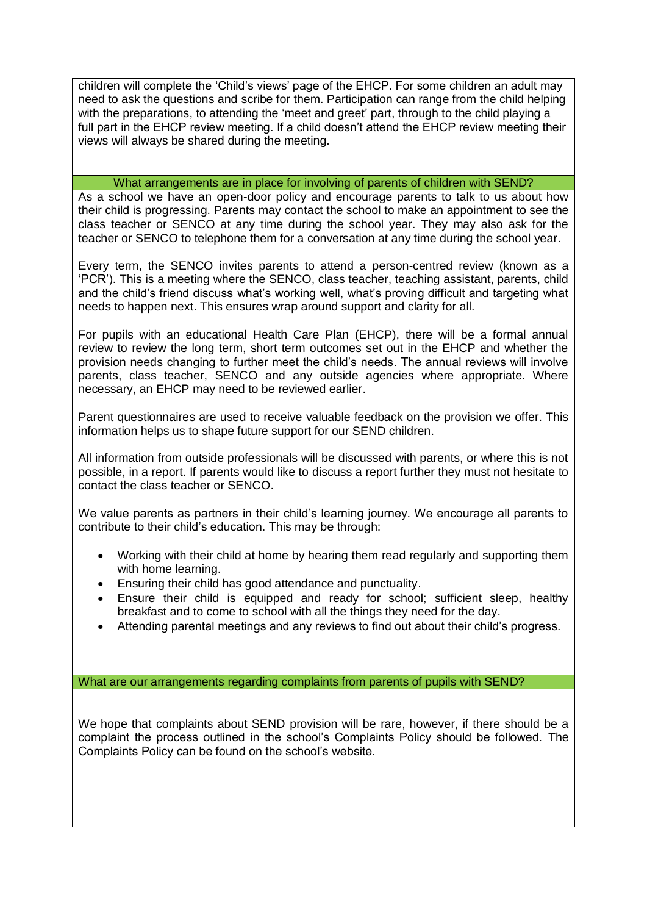children will complete the 'Child's views' page of the EHCP. For some children an adult may need to ask the questions and scribe for them. Participation can range from the child helping with the preparations, to attending the 'meet and greet' part, through to the child playing a full part in the EHCP review meeting. If a child doesn't attend the EHCP review meeting their views will always be shared during the meeting.

## What arrangements are in place for involving of parents of children with SEND?

As a school we have an open-door policy and encourage parents to talk to us about how their child is progressing. Parents may contact the school to make an appointment to see the class teacher or SENCO at any time during the school year. They may also ask for the teacher or SENCO to telephone them for a conversation at any time during the school year.

Every term, the SENCO invites parents to attend a person-centred review (known as a 'PCR'). This is a meeting where the SENCO, class teacher, teaching assistant, parents, child and the child's friend discuss what's working well, what's proving difficult and targeting what needs to happen next. This ensures wrap around support and clarity for all.

For pupils with an educational Health Care Plan (EHCP), there will be a formal annual review to review the long term, short term outcomes set out in the EHCP and whether the provision needs changing to further meet the child's needs. The annual reviews will involve parents, class teacher, SENCO and any outside agencies where appropriate. Where necessary, an EHCP may need to be reviewed earlier.

Parent questionnaires are used to receive valuable feedback on the provision we offer. This information helps us to shape future support for our SEND children.

All information from outside professionals will be discussed with parents, or where this is not possible, in a report. If parents would like to discuss a report further they must not hesitate to contact the class teacher or SENCO.

We value parents as partners in their child's learning journey. We encourage all parents to contribute to their child's education. This may be through:

- Working with their child at home by hearing them read regularly and supporting them with home learning.
- Ensuring their child has good attendance and punctuality.
- Ensure their child is equipped and ready for school; sufficient sleep, healthy breakfast and to come to school with all the things they need for the day.
- Attending parental meetings and any reviews to find out about their child's progress.

## What are our arrangements regarding complaints from parents of pupils with SEND?

We hope that complaints about SEND provision will be rare, however, if there should be a complaint the process outlined in the school's Complaints Policy should be followed. The Complaints Policy can be found on the school's website.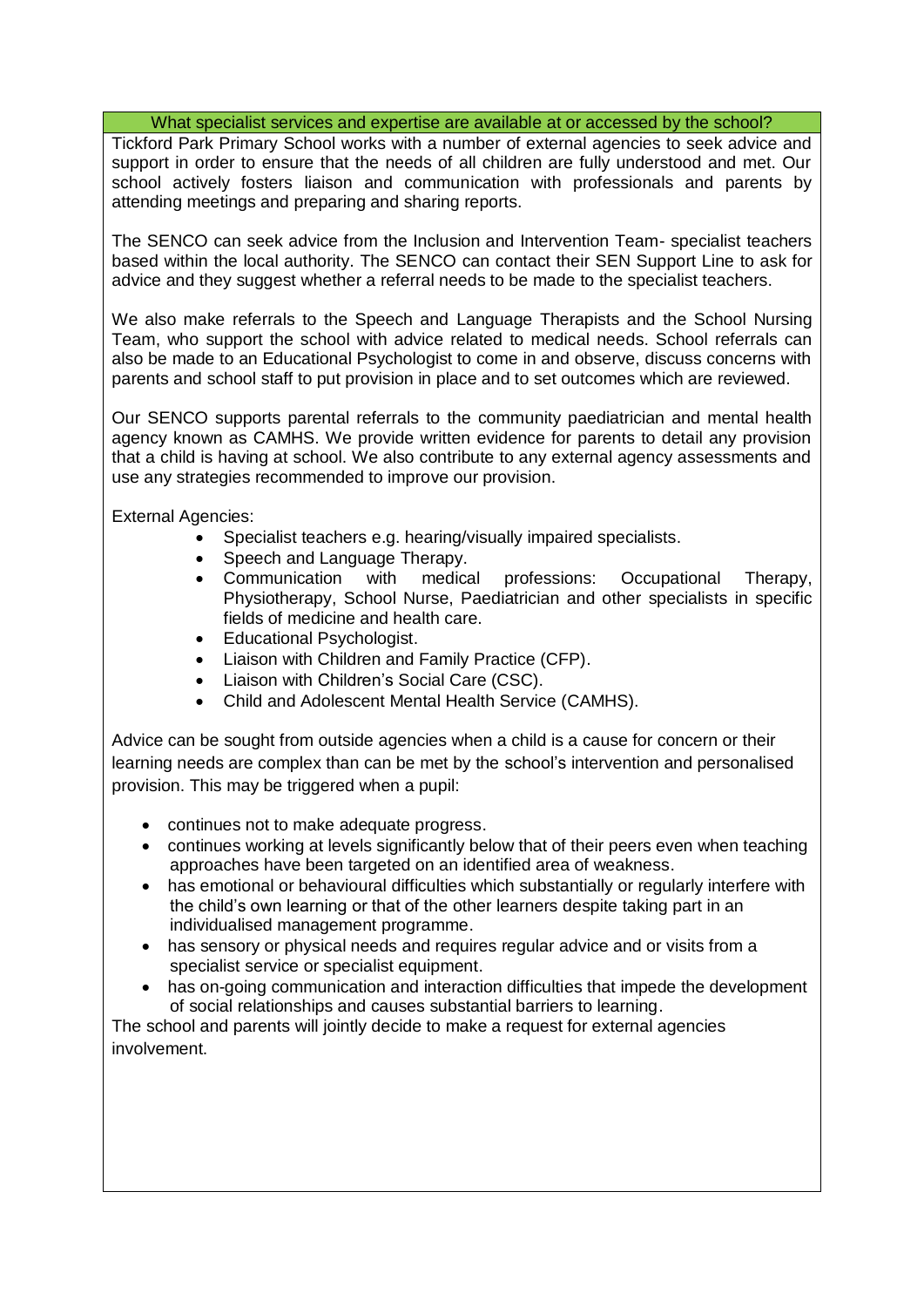## What specialist services and expertise are available at or accessed by the school?

Tickford Park Primary School works with a number of external agencies to seek advice and support in order to ensure that the needs of all children are fully understood and met. Our school actively fosters liaison and communication with professionals and parents by attending meetings and preparing and sharing reports.

The SENCO can seek advice from the Inclusion and Intervention Team- specialist teachers based within the local authority. The SENCO can contact their SEN Support Line to ask for advice and they suggest whether a referral needs to be made to the specialist teachers.

We also make referrals to the Speech and Language Therapists and the School Nursing Team, who support the school with advice related to medical needs. School referrals can also be made to an Educational Psychologist to come in and observe, discuss concerns with parents and school staff to put provision in place and to set outcomes which are reviewed.

Our SENCO supports parental referrals to the community paediatrician and mental health agency known as CAMHS. We provide written evidence for parents to detail any provision that a child is having at school. We also contribute to any external agency assessments and use any strategies recommended to improve our provision.

External Agencies:

- Specialist teachers e.g. hearing/visually impaired specialists.
- Speech and Language Therapy.
- Communication with medical professions: Occupational Therapy, Physiotherapy, School Nurse, Paediatrician and other specialists in specific fields of medicine and health care.
- Educational Psychologist.
- Liaison with Children and Family Practice (CFP).
- Liaison with Children's Social Care (CSC).
- Child and Adolescent Mental Health Service (CAMHS).

Advice can be sought from outside agencies when a child is a cause for concern or their learning needs are complex than can be met by the school's intervention and personalised provision. This may be triggered when a pupil:

- continues not to make adequate progress.
- continues working at levels significantly below that of their peers even when teaching approaches have been targeted on an identified area of weakness.
- has emotional or behavioural difficulties which substantially or regularly interfere with the child's own learning or that of the other learners despite taking part in an individualised management programme.
- has sensory or physical needs and requires regular advice and or visits from a specialist service or specialist equipment.
- has on-going communication and interaction difficulties that impede the development of social relationships and causes substantial barriers to learning.

The school and parents will jointly decide to make a request for external agencies involvement.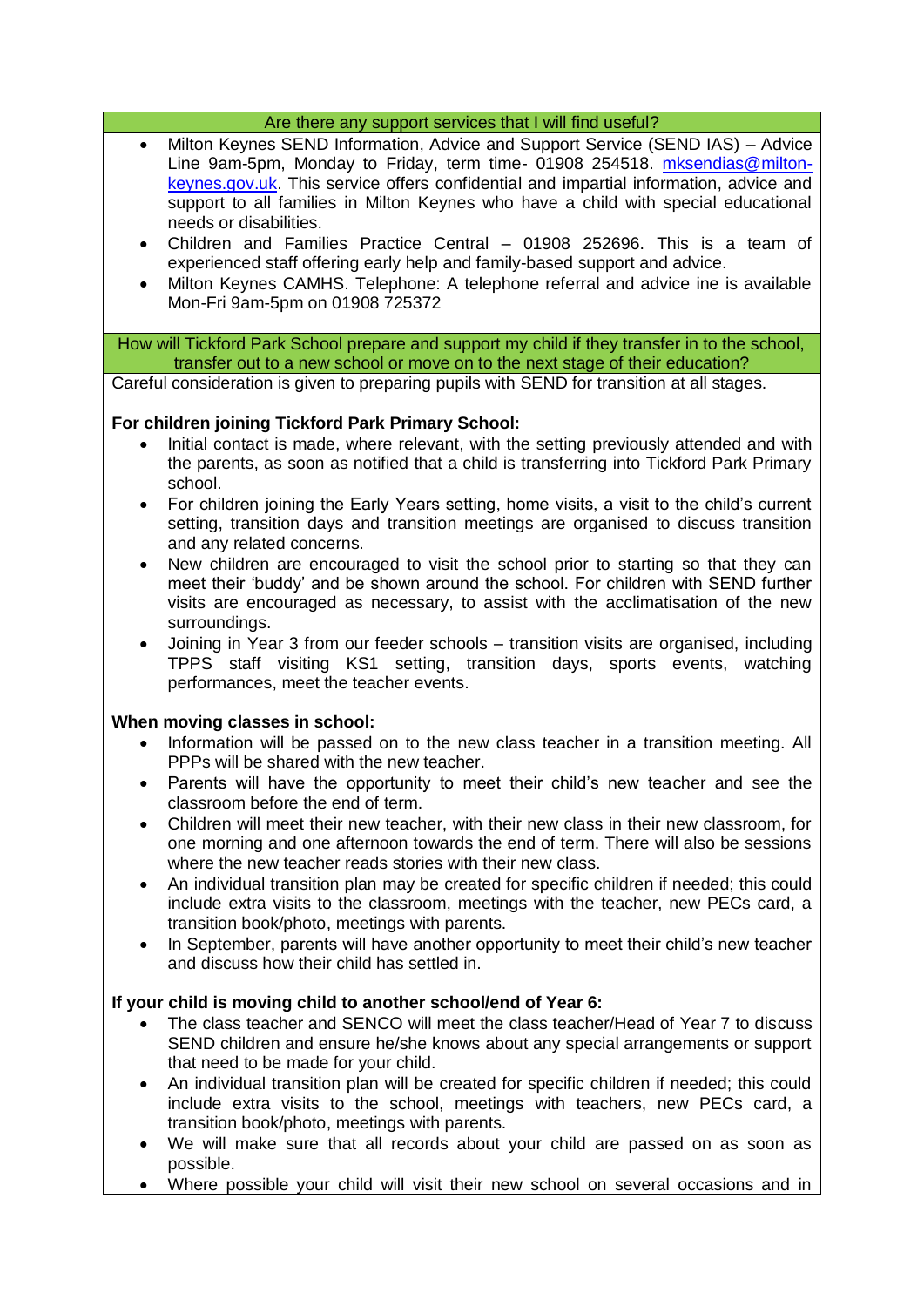## Are there any support services that I will find useful?

- Milton Keynes SEND Information, Advice and Support Service (SEND IAS) – Advice Line 9am-5pm, Monday to Friday, term time- 01908 254518. mksendias@milton-keynes.gov.uk. This service offers confidential and impartial information, advice and support to all families in Milton Keynes who have a child with special educational needs or disabilities.
- Children and Families Practice Central – 01908 252696. This is a team of experienced staff offering early help and family-based support and advice.
- Milton Keynes CAMHS. Telephone: A telephone referral and advice ine is available Mon-Fri 9am-5pm on 01908 725372

## How will Tickford Park School prepare and support my child if they transfer in to the school, transfer out to a new school or move on to the next stage of their education?

Careful consideration is given to preparing pupils with SEND for transition at all stages.

**For children joining Tickford Park Primary School:**

- Initial contact is made, where relevant, with the setting previously attended and with the parents, as soon as notified that a child is transferring into Tickford Park Primary school.
- For children joining the Early Years setting, home visits, a visit to the child's current setting, transition days and transition meetings are organised to discuss transition and any related concerns.
- New children are encouraged to visit the school prior to starting so that they can meet their 'buddy' and be shown around the school. For children with SEND further visits are encouraged as necessary, to assist with the acclimatisation of the new surroundings.
- Joining in Year 3 from our feeder schools – transition visits are organised, including TPPS staff visiting KS1 setting, transition days, sports events, watching performances, meet the teacher events.

**When moving classes in school:**

- Information will be passed on to the new class teacher in a transition meeting. All PPPs will be shared with the new teacher.
- Parents will have the opportunity to meet their child's new teacher and see the classroom before the end of term.
- Children will meet their new teacher, with their new class in their new classroom, for one morning and one afternoon towards the end of term. There will also be sessions where the new teacher reads stories with their new class.
- An individual transition plan may be created for specific children if needed; this could include extra visits to the classroom, meetings with the teacher, new PECs card, a transition book/photo, meetings with parents.
- In September, parents will have another opportunity to meet their child's new teacher and discuss how their child has settled in.

**If your child is moving child to another school/end of Year 6:**

- The class teacher and SENCO will meet the class teacher/Head of Year 7 to discuss SEND children and ensure he/she knows about any special arrangements or support that need to be made for your child.
- An individual transition plan will be created for specific children if needed; this could include extra visits to the school, meetings with teachers, new PECs card, a transition book/photo, meetings with parents.
- We will make sure that all records about your child are passed on as soon as possible.
- Where possible your child will visit their new school on several occasions and in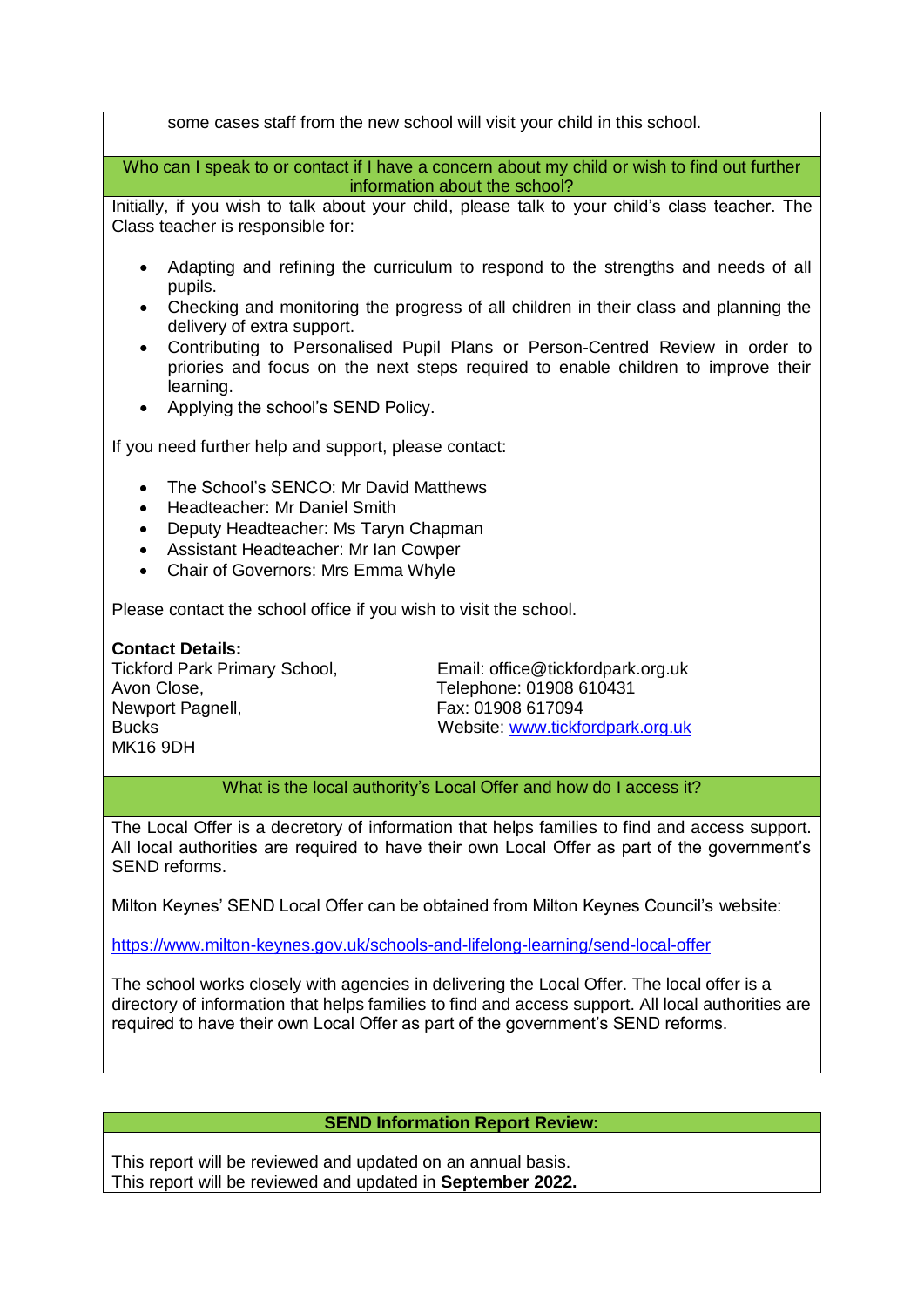some cases staff from the new school will visit your child in this school.

## Who can I speak to or contact if I have a concern about my child or wish to find out further information about the school?

Initially, if you wish to talk about your child, please talk to your child's class teacher. The Class teacher is responsible for:

- Adapting and refining the curriculum to respond to the strengths and needs of all pupils.
- Checking and monitoring the progress of all children in their class and planning the delivery of extra support.
- Contributing to Personalised Pupil Plans or Person-Centred Review in order to priories and focus on the next steps required to enable children to improve their learning.
- Applying the school's SEND Policy.

If you need further help and support, please contact:

- The School's SENCO: Mr David Matthews
- Headteacher: Mr Daniel Smith
- Deputy Headteacher: Ms Taryn Chapman
- Assistant Headteacher: Mr Ian Cowper
- Chair of Governors: Mrs Emma Whyle

Please contact the school office if you wish to visit the school.

**Contact Details:**

Tickford Park Primary School,
Avon Close,
Newport Pagnell,
Bucks
MK16 9DH

Email: office@tickfordpark.org.uk
Telephone: 01908 610431
Fax: 01908 617094
Website: www.tickfordpark.org.uk

## What is the local authority's Local Offer and how do I access it?

The Local Offer is a decretory of information that helps families to find and access support. All local authorities are required to have their own Local Offer as part of the government's SEND reforms.

Milton Keynes' SEND Local Offer can be obtained from Milton Keynes Council's website:

https://www.milton-keynes.gov.uk/schools-and-lifelong-learning/send-local-offer

The school works closely with agencies in delivering the Local Offer. The local offer is a directory of information that helps families to find and access support. All local authorities are required to have their own Local Offer as part of the government's SEND reforms.

## SEND Information Report Review:

This report will be reviewed and updated on an annual basis.
This report will be reviewed and updated in **September 2022.**